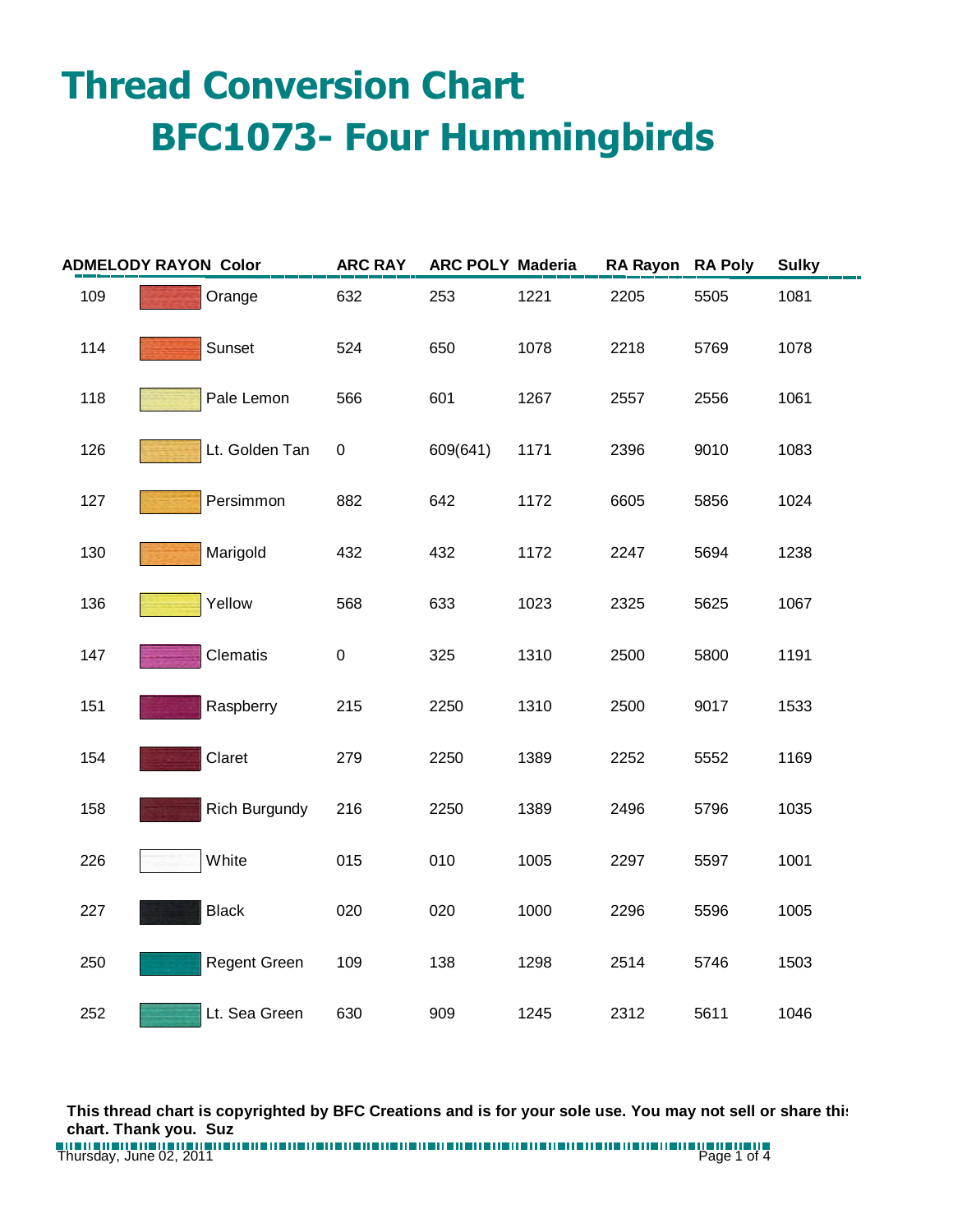# Thread Conversion Chart

## BFC1073- Four Hummingbirds

| ADMELODY RAYON | Color | ARC RAY | ARC POLY | Maderia | RA Rayon | RA Poly | Sulky |
|---|---|---|---|---|---|---|---|
| 109 | Orange | 632 | 253 | 1221 | 2205 | 5505 | 1081 |
| 114 | Sunset | 524 | 650 | 1078 | 2218 | 5769 | 1078 |
| 118 | Pale Lemon | 566 | 601 | 1267 | 2557 | 2556 | 1061 |
| 126 | Lt. Golden Tan | 0 | 609(641) | 1171 | 2396 | 9010 | 1083 |
| 127 | Persimmon | 882 | 642 | 1172 | 6605 | 5856 | 1024 |
| 130 | Marigold | 432 | 432 | 1172 | 2247 | 5694 | 1238 |
| 136 | Yellow | 568 | 633 | 1023 | 2325 | 5625 | 1067 |
| 147 | Clematis | 0 | 325 | 1310 | 2500 | 5800 | 1191 |
| 151 | Raspberry | 215 | 2250 | 1310 | 2500 | 9017 | 1533 |
| 154 | Claret | 279 | 2250 | 1389 | 2252 | 5552 | 1169 |
| 158 | Rich Burgundy | 216 | 2250 | 1389 | 2496 | 5796 | 1035 |
| 226 | White | 015 | 010 | 1005 | 2297 | 5597 | 1001 |
| 227 | Black | 020 | 020 | 1000 | 2296 | 5596 | 1005 |
| 250 | Regent Green | 109 | 138 | 1298 | 2514 | 5746 | 1503 |
| 252 | Lt. Sea Green | 630 | 909 | 1245 | 2312 | 5611 | 1046 |

**This thread chart is copyrighted by BFC Creations and is for your sole use. You may not sell or share this chart. Thank you. Suz**

Thursday, June 02, 2011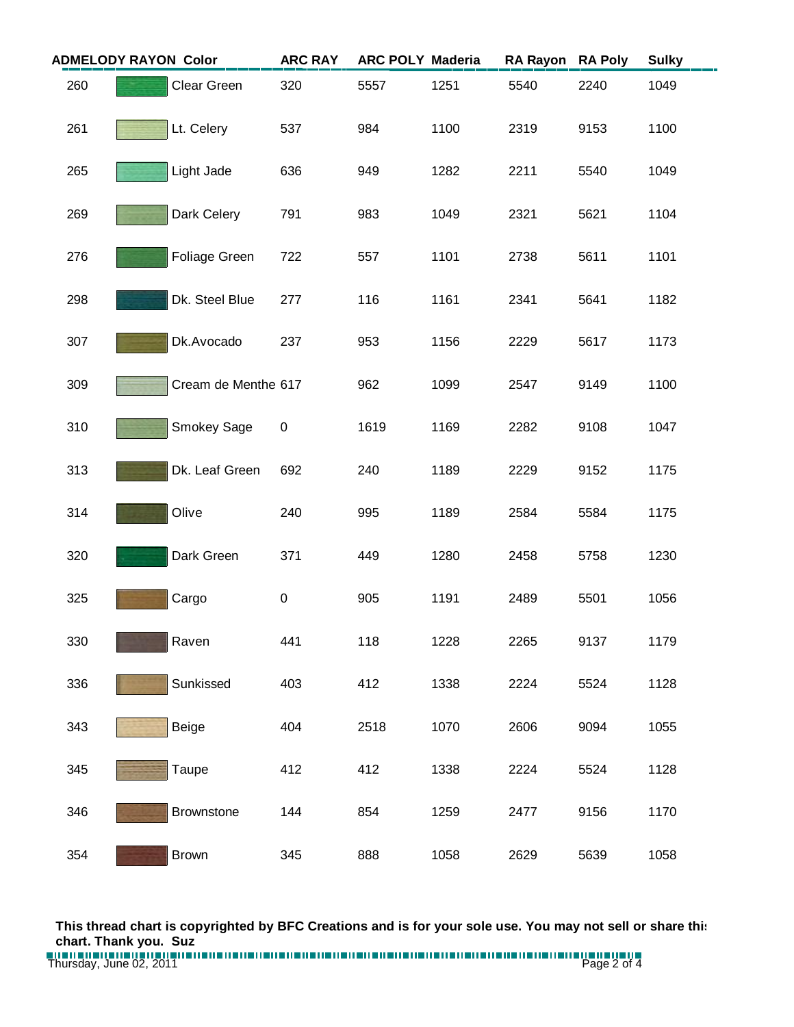| ADMELODY RAYON | Color | ARC RAY | ARC POLY | Maderia | RA Rayon | RA Poly | Sulky |
|---|---|---|---|---|---|---|---|
| 260 | Clear Green | 320 | 5557 | 1251 | 5540 | 2240 | 1049 |
| 261 | Lt. Celery | 537 | 984 | 1100 | 2319 | 9153 | 1100 |
| 265 | Light Jade | 636 | 949 | 1282 | 2211 | 5540 | 1049 |
| 269 | Dark Celery | 791 | 983 | 1049 | 2321 | 5621 | 1104 |
| 276 | Foliage Green | 722 | 557 | 1101 | 2738 | 5611 | 1101 |
| 298 | Dk. Steel Blue | 277 | 116 | 1161 | 2341 | 5641 | 1182 |
| 307 | Dk.Avocado | 237 | 953 | 1156 | 2229 | 5617 | 1173 |
| 309 | Cream de Menthe | 617 | 962 | 1099 | 2547 | 9149 | 1100 |
| 310 | Smokey Sage | 0 | 1619 | 1169 | 2282 | 9108 | 1047 |
| 313 | Dk. Leaf Green | 692 | 240 | 1189 | 2229 | 9152 | 1175 |
| 314 | Olive | 240 | 995 | 1189 | 2584 | 5584 | 1175 |
| 320 | Dark Green | 371 | 449 | 1280 | 2458 | 5758 | 1230 |
| 325 | Cargo | 0 | 905 | 1191 | 2489 | 5501 | 1056 |
| 330 | Raven | 441 | 118 | 1228 | 2265 | 9137 | 1179 |
| 336 | Sunkissed | 403 | 412 | 1338 | 2224 | 5524 | 1128 |
| 343 | Beige | 404 | 2518 | 1070 | 2606 | 9094 | 1055 |
| 345 | Taupe | 412 | 412 | 1338 | 2224 | 5524 | 1128 |
| 346 | Brownstone | 144 | 854 | 1259 | 2477 | 9156 | 1170 |
| 354 | Brown | 345 | 888 | 1058 | 2629 | 5639 | 1058 |

**This thread chart is copyrighted by BFC Creations and is for your sole use. You may not sell or share this chart. Thank you. Suz**

Thursday, June 02, 2011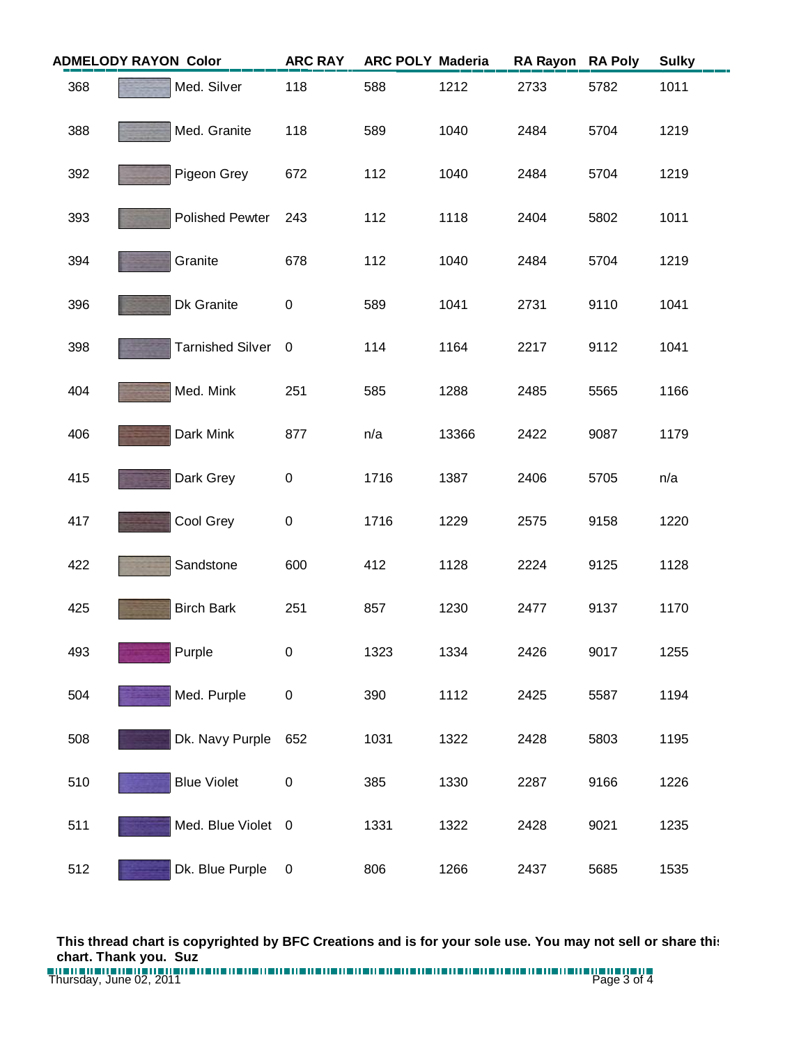| ADMELODY RAYON | Color | ARC RAY | ARC POLY | Maderia | RA Rayon | RA Poly | Sulky |
|---|---|---|---|---|---|---|---|
| 368 | Med. Silver | 118 | 588 | 1212 | 2733 | 5782 | 1011 |
| 388 | Med. Granite | 118 | 589 | 1040 | 2484 | 5704 | 1219 |
| 392 | Pigeon Grey | 672 | 112 | 1040 | 2484 | 5704 | 1219 |
| 393 | Polished Pewter | 243 | 112 | 1118 | 2404 | 5802 | 1011 |
| 394 | Granite | 678 | 112 | 1040 | 2484 | 5704 | 1219 |
| 396 | Dk Granite | 0 | 589 | 1041 | 2731 | 9110 | 1041 |
| 398 | Tarnished Silver | 0 | 114 | 1164 | 2217 | 9112 | 1041 |
| 404 | Med. Mink | 251 | 585 | 1288 | 2485 | 5565 | 1166 |
| 406 | Dark Mink | 877 | n/a | 13366 | 2422 | 9087 | 1179 |
| 415 | Dark Grey | 0 | 1716 | 1387 | 2406 | 5705 | n/a |
| 417 | Cool Grey | 0 | 1716 | 1229 | 2575 | 9158 | 1220 |
| 422 | Sandstone | 600 | 412 | 1128 | 2224 | 9125 | 1128 |
| 425 | Birch Bark | 251 | 857 | 1230 | 2477 | 9137 | 1170 |
| 493 | Purple | 0 | 1323 | 1334 | 2426 | 9017 | 1255 |
| 504 | Med. Purple | 0 | 390 | 1112 | 2425 | 5587 | 1194 |
| 508 | Dk. Navy Purple | 652 | 1031 | 1322 | 2428 | 5803 | 1195 |
| 510 | Blue Violet | 0 | 385 | 1330 | 2287 | 9166 | 1226 |
| 511 | Med. Blue Violet | 0 | 1331 | 1322 | 2428 | 9021 | 1235 |
| 512 | Dk. Blue Purple | 0 | 806 | 1266 | 2437 | 5685 | 1535 |

**This thread chart is copyrighted by BFC Creations and is for your sole use. You may not sell or share this chart. Thank you. Suz**

Thursday, June 02, 2011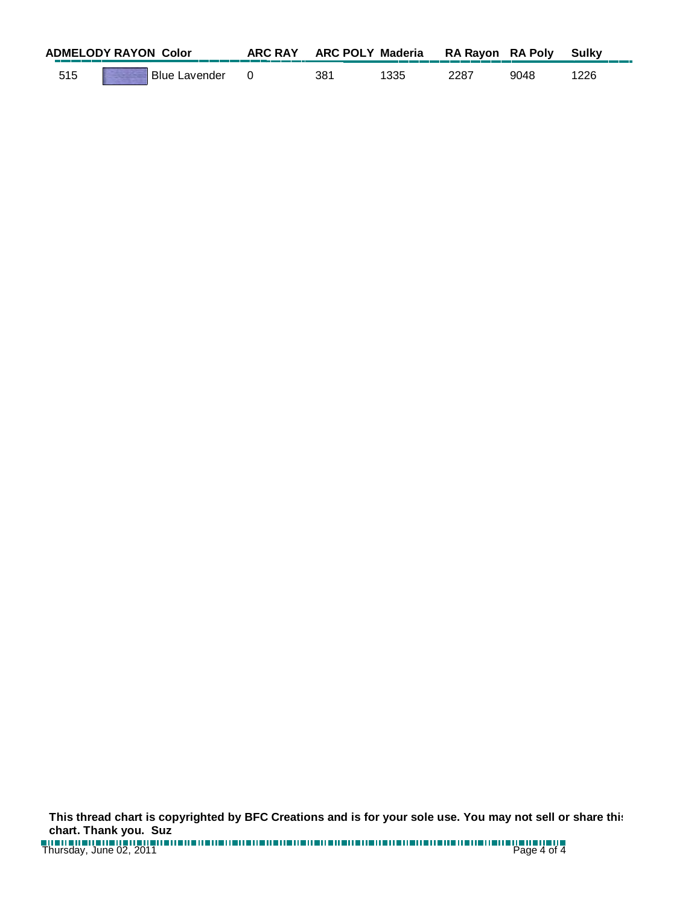| ADMELODY RAYON | | Color | ARC RAY | ARC POLY | Maderia | RA Rayon | RA Poly | Sulky |
|---|---|---|---|---|---|---|---|---|
| 515 | | Blue Lavender | 0 | 381 | 1335 | 2287 | 9048 | 1226 |

**This thread chart is copyrighted by BFC Creations and is for your sole use. You may not sell or share this chart. Thank you. Suz**

Thursday, June 02, 2011